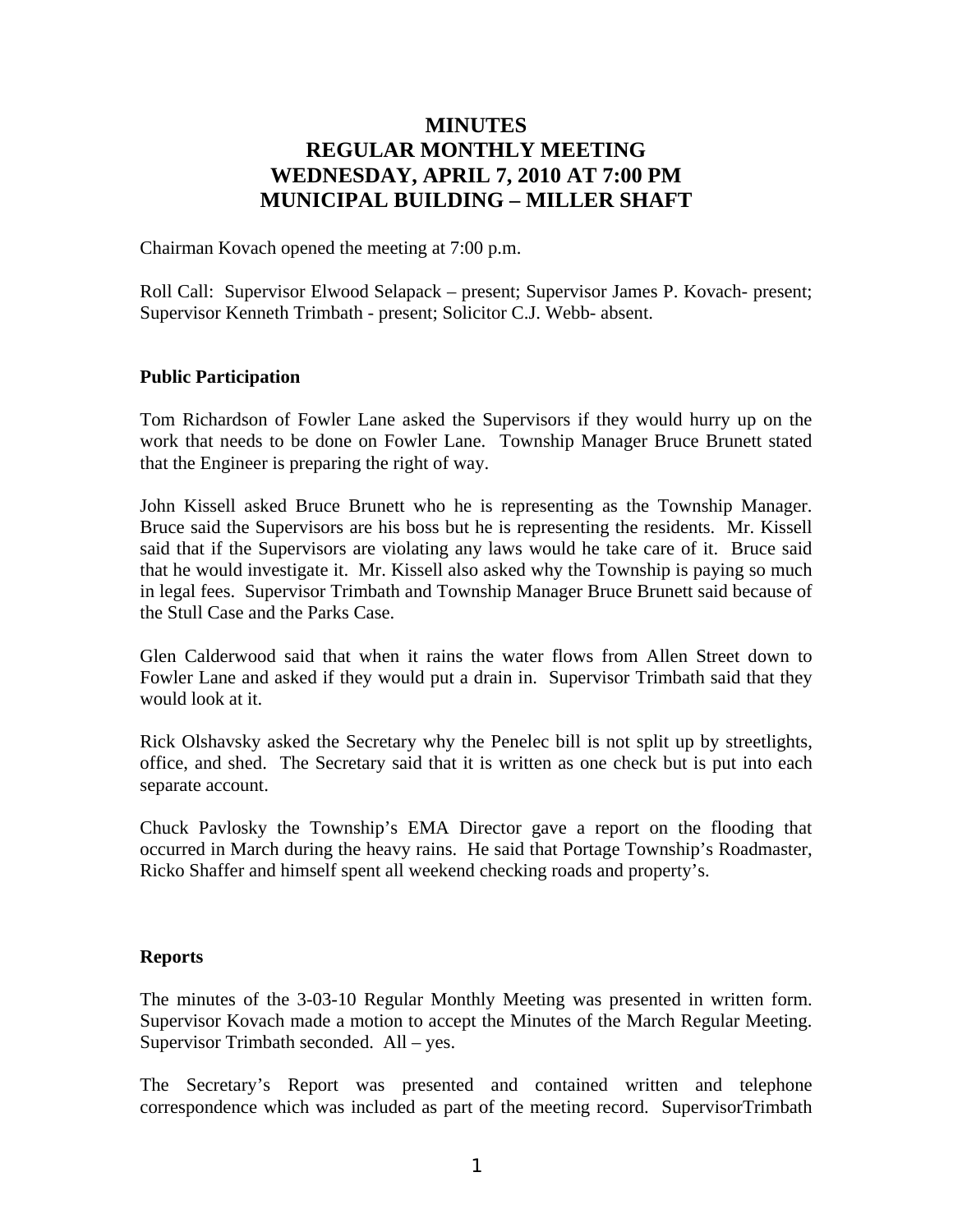# MINUTES
# REGULAR MONTHLY MEETING
# WEDNESDAY, APRIL 7, 2010 AT 7:00 PM
# MUNICIPAL BUILDING – MILLER SHAFT

Chairman Kovach opened the meeting at 7:00 p.m.

Roll Call: Supervisor Elwood Selapack – present; Supervisor James P. Kovach- present; Supervisor Kenneth Trimbath - present; Solicitor C.J. Webb- absent.

**Public Participation**

Tom Richardson of Fowler Lane asked the Supervisors if they would hurry up on the work that needs to be done on Fowler Lane. Township Manager Bruce Brunett stated that the Engineer is preparing the right of way.

John Kissell asked Bruce Brunett who he is representing as the Township Manager. Bruce said the Supervisors are his boss but he is representing the residents. Mr. Kissell said that if the Supervisors are violating any laws would he take care of it. Bruce said that he would investigate it. Mr. Kissell also asked why the Township is paying so much in legal fees. Supervisor Trimbath and Township Manager Bruce Brunett said because of the Stull Case and the Parks Case.

Glen Calderwood said that when it rains the water flows from Allen Street down to Fowler Lane and asked if they would put a drain in. Supervisor Trimbath said that they would look at it.

Rick Olshavsky asked the Secretary why the Penelec bill is not split up by streetlights, office, and shed. The Secretary said that it is written as one check but is put into each separate account.

Chuck Pavlosky the Township's EMA Director gave a report on the flooding that occurred in March during the heavy rains. He said that Portage Township's Roadmaster, Ricko Shaffer and himself spent all weekend checking roads and property's.

**Reports**

The minutes of the 3-03-10 Regular Monthly Meeting was presented in written form. Supervisor Kovach made a motion to accept the Minutes of the March Regular Meeting. Supervisor Trimbath seconded. All – yes.

The Secretary's Report was presented and contained written and telephone correspondence which was included as part of the meeting record. SupervisorTrimbath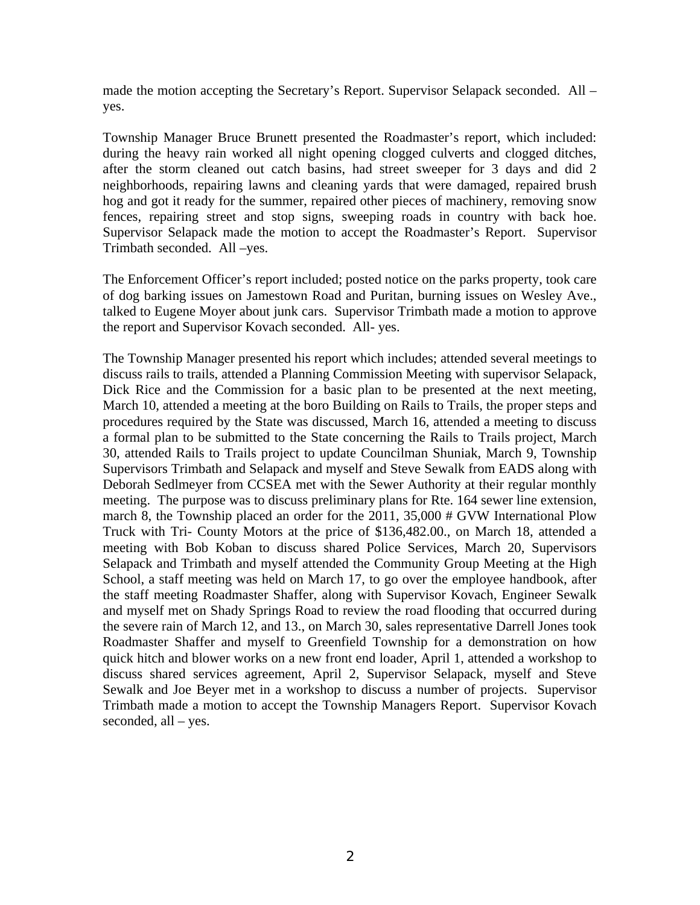made the motion accepting the Secretary's Report. Supervisor Selapack seconded. All – yes.

Township Manager Bruce Brunett presented the Roadmaster's report, which included: during the heavy rain worked all night opening clogged culverts and clogged ditches, after the storm cleaned out catch basins, had street sweeper for 3 days and did 2 neighborhoods, repairing lawns and cleaning yards that were damaged, repaired brush hog and got it ready for the summer, repaired other pieces of machinery, removing snow fences, repairing street and stop signs, sweeping roads in country with back hoe. Supervisor Selapack made the motion to accept the Roadmaster's Report. Supervisor Trimbath seconded. All –yes.

The Enforcement Officer's report included; posted notice on the parks property, took care of dog barking issues on Jamestown Road and Puritan, burning issues on Wesley Ave., talked to Eugene Moyer about junk cars. Supervisor Trimbath made a motion to approve the report and Supervisor Kovach seconded. All- yes.

The Township Manager presented his report which includes; attended several meetings to discuss rails to trails, attended a Planning Commission Meeting with supervisor Selapack, Dick Rice and the Commission for a basic plan to be presented at the next meeting, March 10, attended a meeting at the boro Building on Rails to Trails, the proper steps and procedures required by the State was discussed, March 16, attended a meeting to discuss a formal plan to be submitted to the State concerning the Rails to Trails project, March 30, attended Rails to Trails project to update Councilman Shuniak, March 9, Township Supervisors Trimbath and Selapack and myself and Steve Sewalk from EADS along with Deborah Sedlmeyer from CCSEA met with the Sewer Authority at their regular monthly meeting. The purpose was to discuss preliminary plans for Rte. 164 sewer line extension, march 8, the Township placed an order for the 2011, 35,000 # GVW International Plow Truck with Tri- County Motors at the price of $136,482.00., on March 18, attended a meeting with Bob Koban to discuss shared Police Services, March 20, Supervisors Selapack and Trimbath and myself attended the Community Group Meeting at the High School, a staff meeting was held on March 17, to go over the employee handbook, after the staff meeting Roadmaster Shaffer, along with Supervisor Kovach, Engineer Sewalk and myself met on Shady Springs Road to review the road flooding that occurred during the severe rain of March 12, and 13., on March 30, sales representative Darrell Jones took Roadmaster Shaffer and myself to Greenfield Township for a demonstration on how quick hitch and blower works on a new front end loader, April 1, attended a workshop to discuss shared services agreement, April 2, Supervisor Selapack, myself and Steve Sewalk and Joe Beyer met in a workshop to discuss a number of projects. Supervisor Trimbath made a motion to accept the Township Managers Report. Supervisor Kovach seconded, all – yes.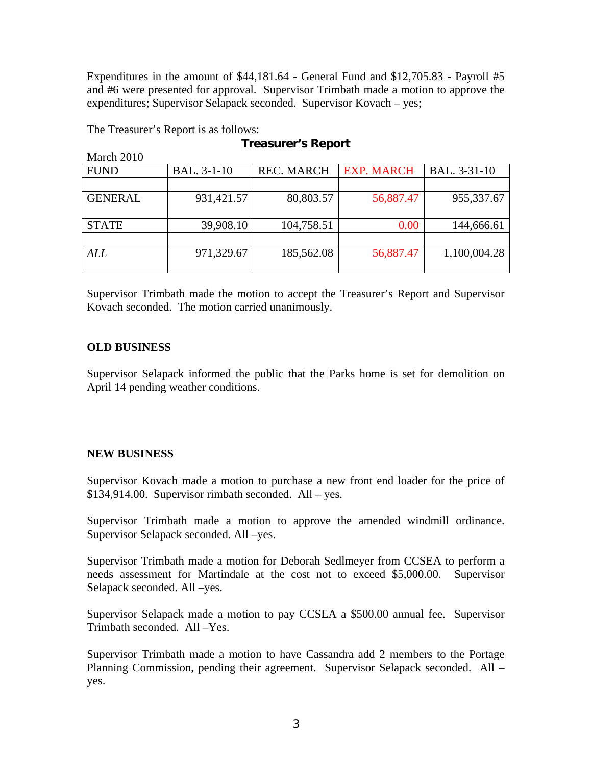Expenditures in the amount of $44,181.64 - General Fund and $12,705.83 - Payroll #5 and #6 were presented for approval. Supervisor Trimbath made a motion to approve the expenditures; Supervisor Selapack seconded. Supervisor Kovach – yes;

The Treasurer's Report is as follows:

**Treasurer's Report**

March 2010

| FUND | BAL. 3-1-10 | REC. MARCH | EXP. MARCH | BAL. 3-31-10 |
|---|---|---|---|---|
| | | | | |
| GENERAL | 931,421.57 | 80,803.57 | 56,887.47 | 955,337.67 |
| STATE | 39,908.10 | 104,758.51 | 0.00 | 144,666.61 |
| | | | | |
| *ALL* | 971,329.67 | 185,562.08 | 56,887.47 | 1,100,004.28 |

Supervisor Trimbath made the motion to accept the Treasurer's Report and Supervisor Kovach seconded. The motion carried unanimously.

**OLD BUSINESS**

Supervisor Selapack informed the public that the Parks home is set for demolition on April 14 pending weather conditions.

**NEW BUSINESS**

Supervisor Kovach made a motion to purchase a new front end loader for the price of $134,914.00. Supervisor rimbath seconded. All – yes.

Supervisor Trimbath made a motion to approve the amended windmill ordinance. Supervisor Selapack seconded. All –yes.

Supervisor Trimbath made a motion for Deborah Sedlmeyer from CCSEA to perform a needs assessment for Martindale at the cost not to exceed $5,000.00. Supervisor Selapack seconded. All –yes.

Supervisor Selapack made a motion to pay CCSEA a $500.00 annual fee. Supervisor Trimbath seconded. All –Yes.

Supervisor Trimbath made a motion to have Cassandra add 2 members to the Portage Planning Commission, pending their agreement. Supervisor Selapack seconded. All – yes.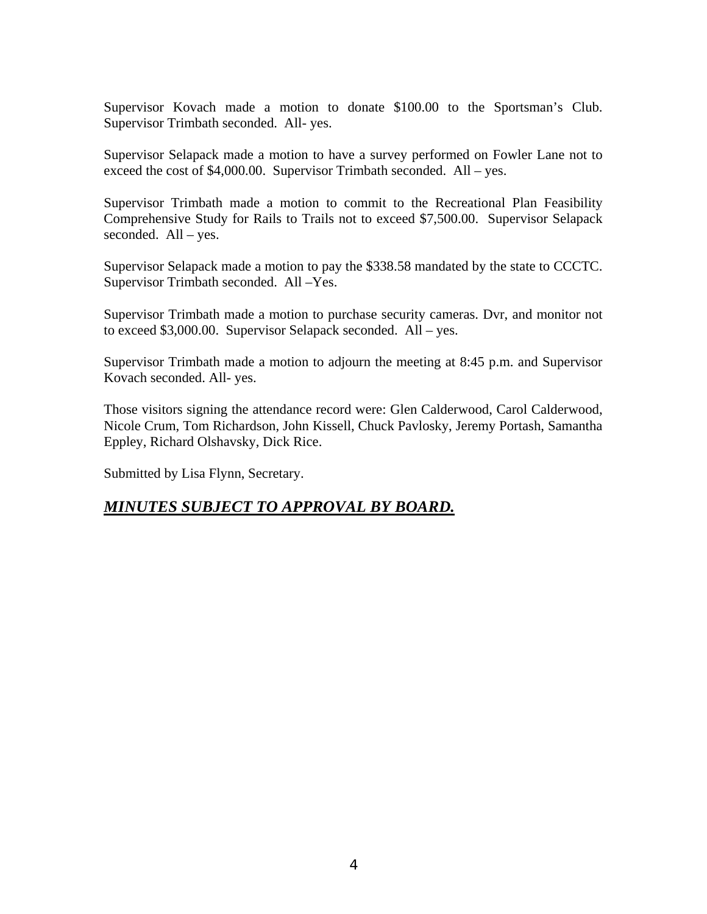Supervisor Kovach made a motion to donate $100.00 to the Sportsman's Club. Supervisor Trimbath seconded. All- yes.

Supervisor Selapack made a motion to have a survey performed on Fowler Lane not to exceed the cost of $4,000.00. Supervisor Trimbath seconded. All – yes.

Supervisor Trimbath made a motion to commit to the Recreational Plan Feasibility Comprehensive Study for Rails to Trails not to exceed $7,500.00. Supervisor Selapack seconded. All – yes.

Supervisor Selapack made a motion to pay the $338.58 mandated by the state to CCCTC. Supervisor Trimbath seconded. All –Yes.

Supervisor Trimbath made a motion to purchase security cameras. Dvr, and monitor not to exceed $3,000.00. Supervisor Selapack seconded. All – yes.

Supervisor Trimbath made a motion to adjourn the meeting at 8:45 p.m. and Supervisor Kovach seconded. All- yes.

Those visitors signing the attendance record were: Glen Calderwood, Carol Calderwood, Nicole Crum, Tom Richardson, John Kissell, Chuck Pavlosky, Jeremy Portash, Samantha Eppley, Richard Olshavsky, Dick Rice.

Submitted by Lisa Flynn, Secretary.

***<u>MINUTES SUBJECT TO APPROVAL BY BOARD.</u>***